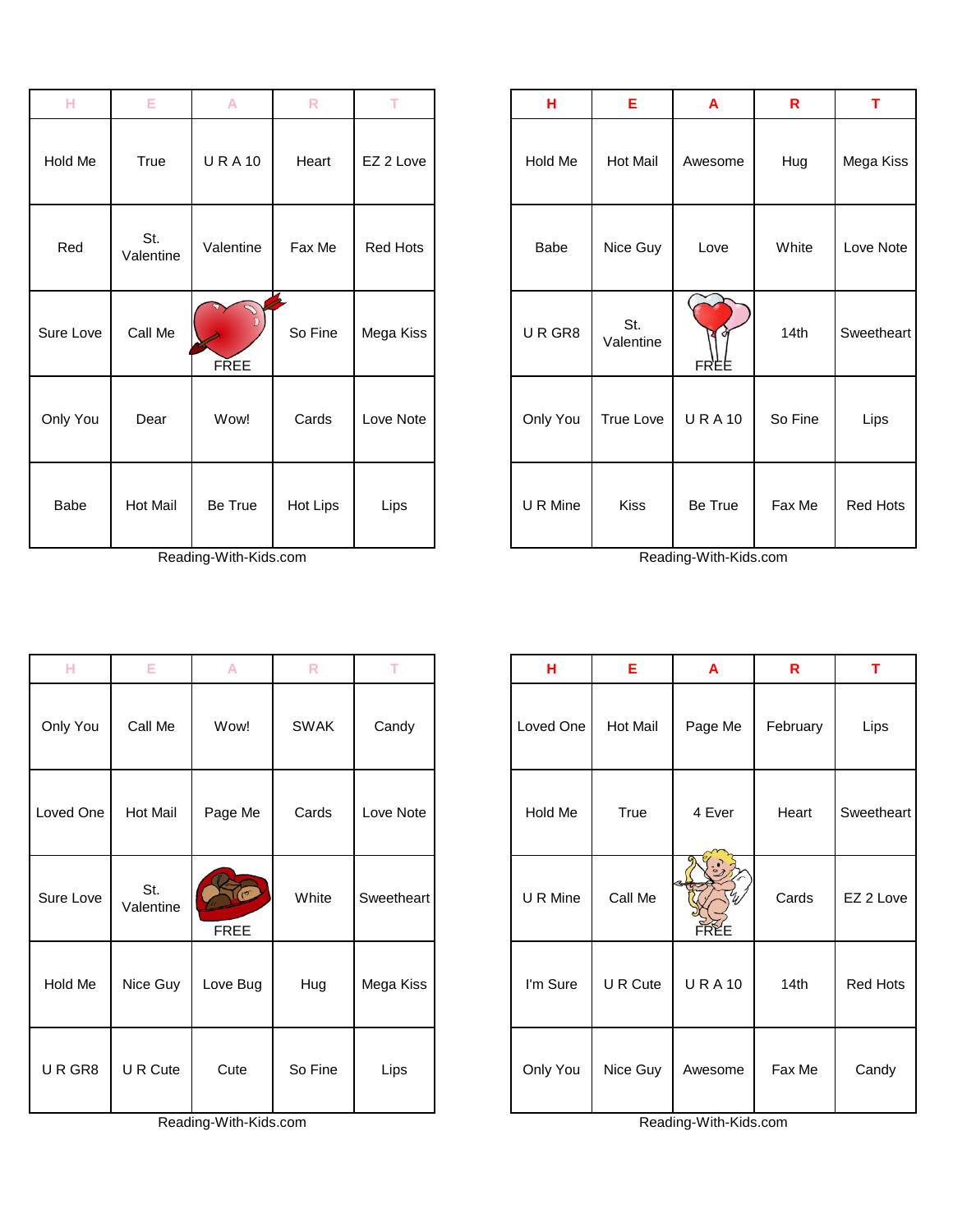| H | E | A | R | T |
|---|---|---|---|---|
| Hold Me | True | U R A 10 | Heart | EZ 2 Love |
| Red | St. Valentine | Valentine | Fax Me | Red Hots |
| Sure Love | Call Me | FREE | So Fine | Mega Kiss |
| Only You | Dear | Wow! | Cards | Love Note |
| Babe | Hot Mail | Be True | Hot Lips | Lips |

Reading-With-Kids.com

| H | E | A | R | T |
|---|---|---|---|---|
| Hold Me | Hot Mail | Awesome | Hug | Mega Kiss |
| Babe | Nice Guy | Love | White | Love Note |
| U R GR8 | St. Valentine | FREE | 14th | Sweetheart |
| Only You | True Love | U R A 10 | So Fine | Lips |
| U R Mine | Kiss | Be True | Fax Me | Red Hots |

Reading-With-Kids.com

| H | E | A | R | T |
|---|---|---|---|---|
| Only You | Call Me | Wow! | SWAK | Candy |
| Loved One | Hot Mail | Page Me | Cards | Love Note |
| Sure Love | St. Valentine | FREE | White | Sweetheart |
| Hold Me | Nice Guy | Love Bug | Hug | Mega Kiss |
| U R GR8 | U R Cute | Cute | So Fine | Lips |

Reading-With-Kids.com

| H | E | A | R | T |
|---|---|---|---|---|
| Loved One | Hot Mail | Page Me | February | Lips |
| Hold Me | True | 4 Ever | Heart | Sweetheart |
| U R Mine | Call Me | FREE | Cards | EZ 2 Love |
| I'm Sure | U R Cute | U R A 10 | 14th | Red Hots |
| Only You | Nice Guy | Awesome | Fax Me | Candy |

Reading-With-Kids.com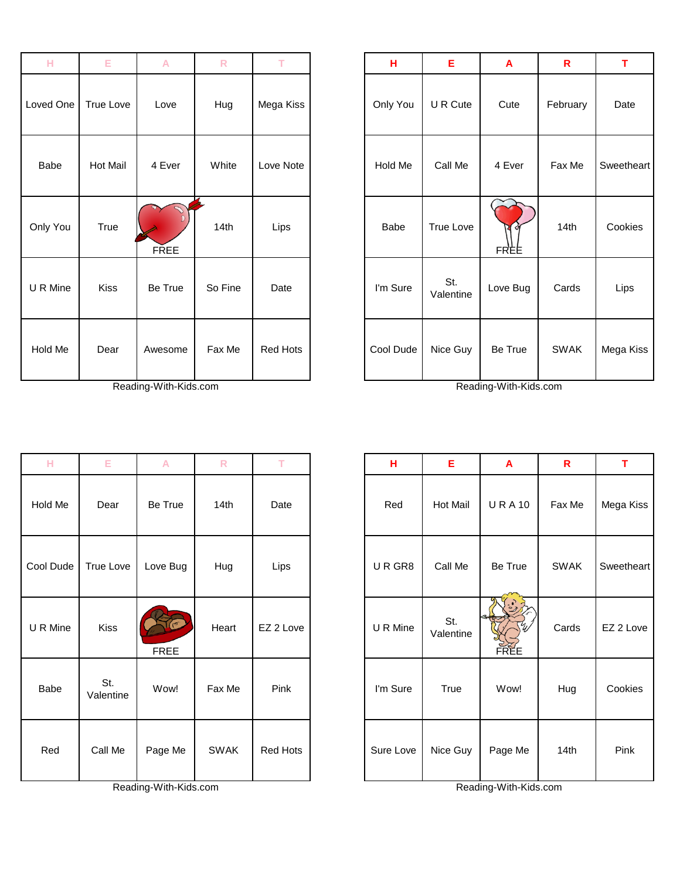| H | E | A | R | T |
|---|---|---|---|---|
| Loved One | True Love | Love | Hug | Mega Kiss |
| Babe | Hot Mail | 4 Ever | White | Love Note |
| Only You | True | FREE | 14th | Lips |
| U R Mine | Kiss | Be True | So Fine | Date |
| Hold Me | Dear | Awesome | Fax Me | Red Hots |

Reading-With-Kids.com

| H | E | A | R | T |
|---|---|---|---|---|
| Only You | U R Cute | Cute | February | Date |
| Hold Me | Call Me | 4 Ever | Fax Me | Sweetheart |
| Babe | True Love | FREE | 14th | Cookies |
| I'm Sure | St. Valentine | Love Bug | Cards | Lips |
| Cool Dude | Nice Guy | Be True | SWAK | Mega Kiss |

Reading-With-Kids.com

| H | E | A | R | T |
|---|---|---|---|---|
| Hold Me | Dear | Be True | 14th | Date |
| Cool Dude | True Love | Love Bug | Hug | Lips |
| U R Mine | Kiss | FREE | Heart | EZ 2 Love |
| Babe | St. Valentine | Wow! | Fax Me | Pink |
| Red | Call Me | Page Me | SWAK | Red Hots |

Reading-With-Kids.com

| H | E | A | R | T |
|---|---|---|---|---|
| Red | Hot Mail | U R A 10 | Fax Me | Mega Kiss |
| U R GR8 | Call Me | Be True | SWAK | Sweetheart |
| U R Mine | St. Valentine | FREE | Cards | EZ 2 Love |
| I'm Sure | True | Wow! | Hug | Cookies |
| Sure Love | Nice Guy | Page Me | 14th | Pink |

Reading-With-Kids.com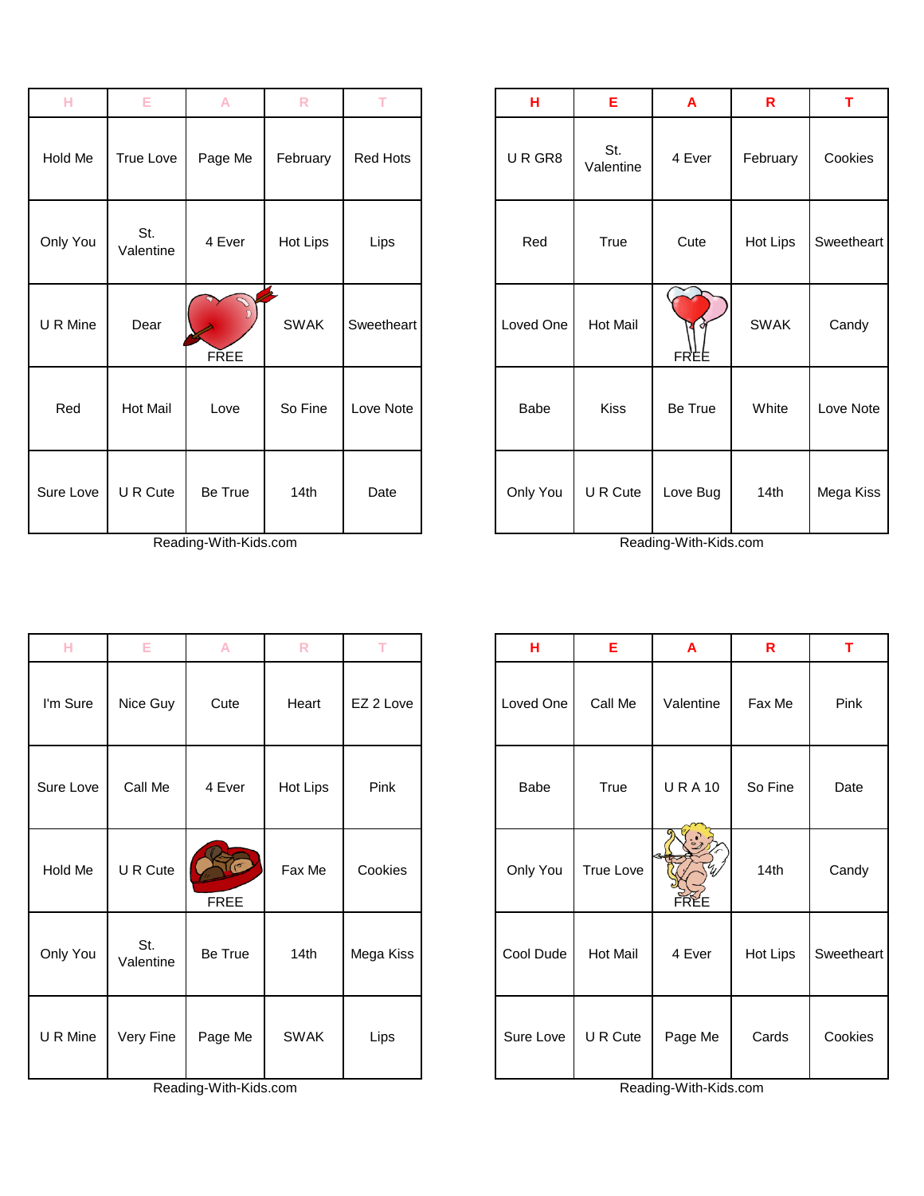| H | E | A | R | T |
|---|---|---|---|---|
| Hold Me | True Love | Page Me | February | Red Hots |
| Only You | St. Valentine | 4 Ever | Hot Lips | Lips |
| U R Mine | Dear | FREE | SWAK | Sweetheart |
| Red | Hot Mail | Love | So Fine | Love Note |
| Sure Love | U R Cute | Be True | 14th | Date |

Reading-With-Kids.com

| H | E | A | R | T |
|---|---|---|---|---|
| U R GR8 | St. Valentine | 4 Ever | February | Cookies |
| Red | True | Cute | Hot Lips | Sweetheart |
| Loved One | Hot Mail | FREE | SWAK | Candy |
| Babe | Kiss | Be True | White | Love Note |
| Only You | U R Cute | Love Bug | 14th | Mega Kiss |

Reading-With-Kids.com

| H | E | A | R | T |
|---|---|---|---|---|
| I'm Sure | Nice Guy | Cute | Heart | EZ 2 Love |
| Sure Love | Call Me | 4 Ever | Hot Lips | Pink |
| Hold Me | U R Cute | FREE | Fax Me | Cookies |
| Only You | St. Valentine | Be True | 14th | Mega Kiss |
| U R Mine | Very Fine | Page Me | SWAK | Lips |

Reading-With-Kids.com

| H | E | A | R | T |
|---|---|---|---|---|
| Loved One | Call Me | Valentine | Fax Me | Pink |
| Babe | True | U R A 10 | So Fine | Date |
| Only You | True Love | FREE | 14th | Candy |
| Cool Dude | Hot Mail | 4 Ever | Hot Lips | Sweetheart |
| Sure Love | U R Cute | Page Me | Cards | Cookies |

Reading-With-Kids.com